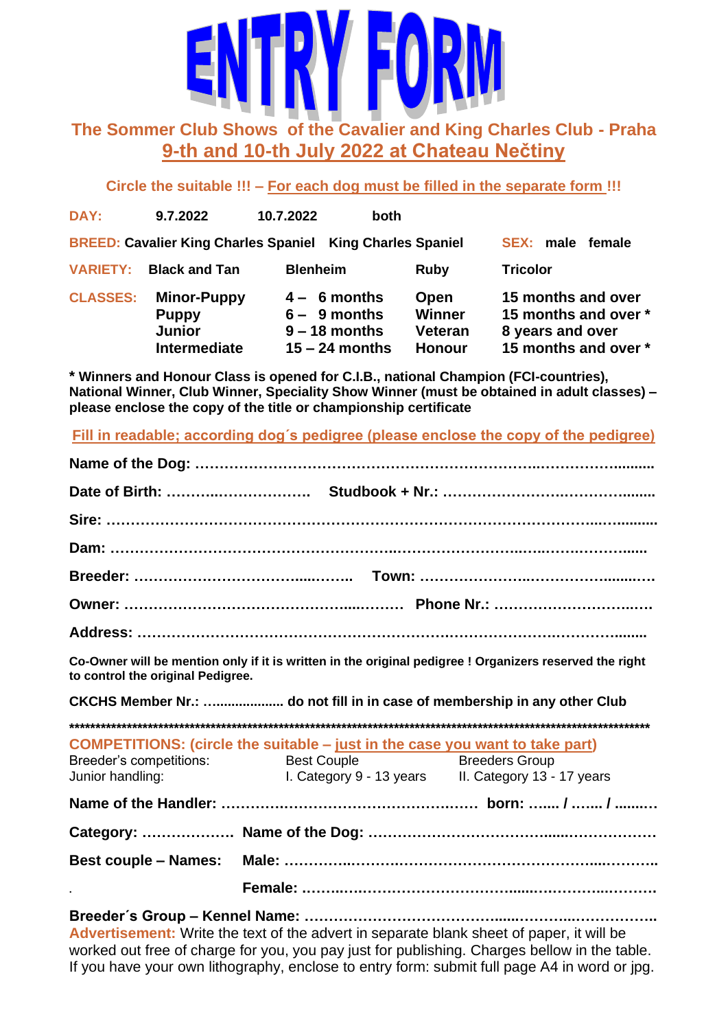# ENTRY FORM

## The Sommer Club Shows of the Cavalier and King Charles Club - Praha

## 9-th and 10-th July 2022 at Chateau Nečtiny

**Circle the suitable !!! – For each dog must be filled in the separate form !!!**

| | | | | |
|---|---|---|---|---|
| **DAY:** | **9.7.2022** | **10.7.2022** | **both** | |
| **BREED:** | **Cavalier King Charles Spaniel** | **King Charles Spaniel** | | **SEX:** **male** **female** |
| **VARIETY:** | **Black and Tan** | **Blenheim** | **Ruby** | **Tricolor** |
| **CLASSES:** | **Minor-Puppy** | **4 – 6 months** | **Open** | **15 months and over** |
| | **Puppy** | **6 – 9 months** | **Winner** | **15 months and over \*** |
| | **Junior** | **9 – 18 months** | **Veteran** | **8 years and over** |
| | **Intermediate** | **15 – 24 months** | **Honour** | **15 months and over \*** |

**\* Winners and Honour Class is opened for C.I.B., national Champion (FCI-countries), National Winner, Club Winner, Speciality Show Winner (must be obtained in adult classes) – please enclose the copy of the title or championship certificate**

**Fill in readable; according dog´s pedigree (please enclose the copy of the pedigree)**

**Name of the Dog:** ……………………………………………………………………………………

**Date of Birth:** ……………………………… **Studbook + Nr.:** ……………………………………………

**Sire:** ……………………………………………………………………………………………………

**Dam:** ……………………………………………………………………………………………………

**Breeder:** ……………………………………… **Town:** ……………………………………………………

**Owner:** …………………………………………………… **Phone Nr.:** ………………………………

**Address:** ………………………………………………………………………………………………

**Co-Owner will be mention only if it is written in the original pedigree ! Organizers reserved the right to control the original Pedigree.**

**CKCHS Member Nr.:** .................... **do not fill in in case of membership in any other Club**

\*\*\*\*\*\*\*\*\*\*\*\*\*\*\*\*\*\*\*\*\*\*\*\*\*\*\*\*\*\*\*\*\*\*\*\*\*\*\*\*\*\*\*\*\*\*\*\*\*\*\*\*\*\*\*\*\*\*\*\*\*\*\*\*\*\*\*\*\*\*\*\*\*\*\*\*\*\*\*\*\*\*\*\*\*\*\*\*\*\*\*\*

**COMPETITIONS: (circle the suitable – just in the case you want to take part)**

| | | |
|---|---|---|
| Breeder's competitions: | Best Couple | Breeders Group |
| Junior handling: | I. Category 9 - 13 years | II. Category 13 - 17 years |

**Name of the Handler:** …………………………………………………… **born:** ....... / ....... / .........

**Category:** ……………… **Name of the Dog:** ……………………………………………………………

**Best couple – Names:** **Male:** ……………………………………………………………………………

**Female:** ……………………………………………………………………………

**Breeder´s Group – Kennel Name:** ……………………………………………………………………

**Advertisement:** Write the text of the advert in separate blank sheet of paper, it will be worked out free of charge for you, you pay just for publishing. Charges bellow in the table. If you have your own lithography, enclose to entry form: submit full page A4 in word or jpg.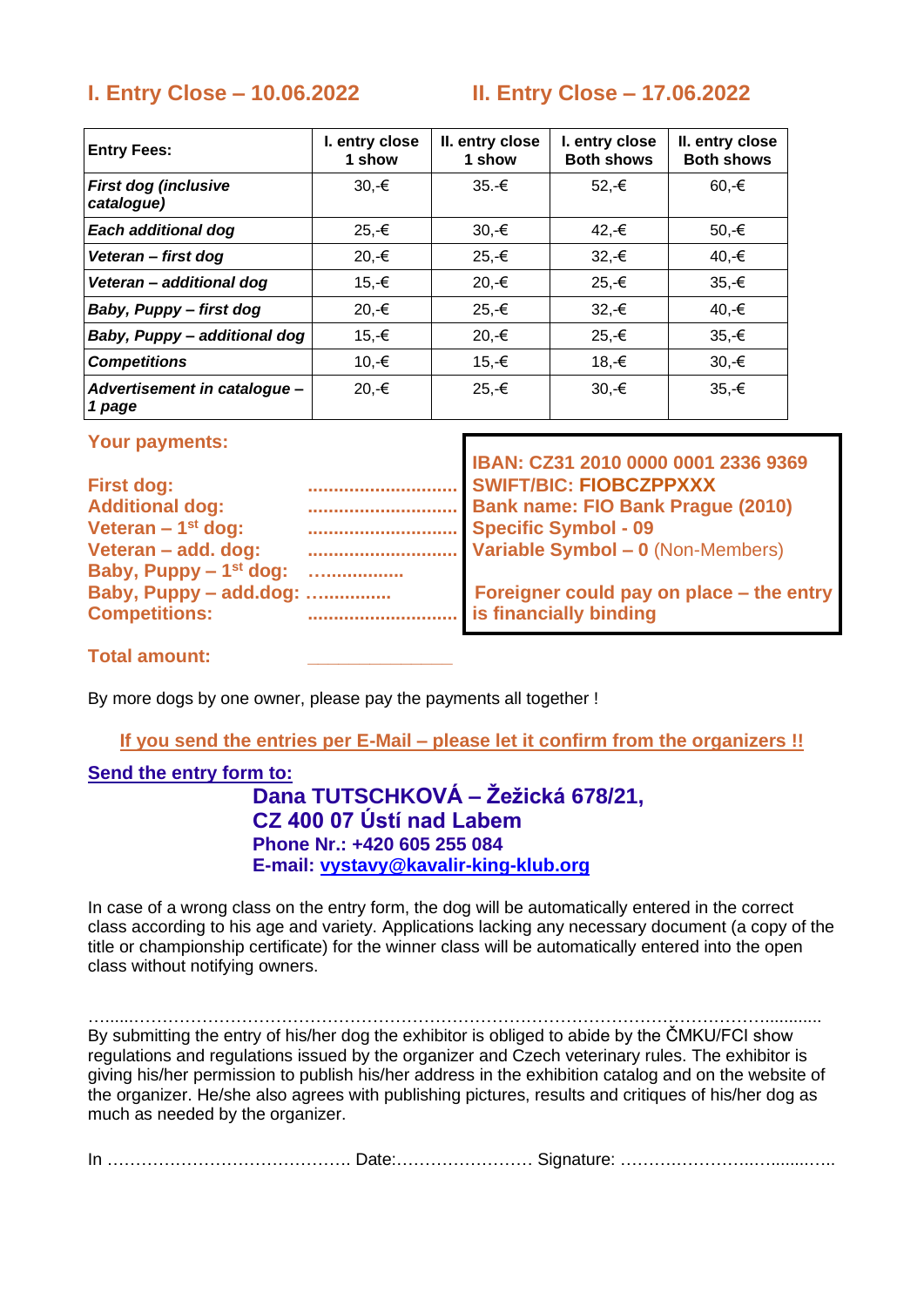## I. Entry Close – 10.06.2022 II. Entry Close – 17.06.2022

| Entry Fees: | I. entry close 1 show | II. entry close 1 show | I. entry close Both shows | II. entry close Both shows |
|---|---|---|---|---|
| *First dog (inclusive catalogue)* | 30,-€ | 35.-€ | 52,-€ | 60,-€ |
| *Each additional dog* | 25,-€ | 30,-€ | 42,-€ | 50,-€ |
| *Veteran – first dog* | 20,-€ | 25,-€ | 32,-€ | 40,-€ |
| *Veteran – additional dog* | 15,-€ | 20,-€ | 25,-€ | 35,-€ |
| *Baby, Puppy – first dog* | 20,-€ | 25,-€ | 32,-€ | 40,-€ |
| *Baby, Puppy – additional dog* | 15,-€ | 20,-€ | 25,-€ | 35,-€ |
| *Competitions* | 10,-€ | 15,-€ | 18,-€ | 30,-€ |
| *Advertisement in catalogue – 1 page* | 20,-€ | 25,-€ | 30,-€ | 35,-€ |

**Your payments:**

**First dog:** ............................
**Additional dog:** ............................
**Veteran – 1st dog:** ............................
**Veteran – add. dog:** ............................
**Baby, Puppy – 1st dog:** ..................
**Baby, Puppy – add.dog:** ................
**Competitions:** ............................

**IBAN: CZ31 2010 0000 0001 2336 9369**
**SWIFT/BIC: FIOBCZPPXXX**
**Bank name: FIO Bank Prague (2010)**
**Specific Symbol - 09**
**Variable Symbol – 0** (Non-Members)

**Foreigner could pay on place – the entry is financially binding**

**Total amount:** ______________

By more dogs by one owner, please pay the payments all together !

**If you send the entries per E-Mail – please let it confirm from the organizers !!**

**Send the entry form to:**

**Dana TUTSCHKOVÁ – Žežická 678/21,**
**CZ 400 07 Ústí nad Labem**
**Phone Nr.: +420 605 255 084**
**E-mail: vystavy@kavalir-king-klub.org**

In case of a wrong class on the entry form, the dog will be automatically entered in the correct class according to his age and variety. Applications lacking any necessary document (a copy of the title or championship certificate) for the winner class will be automatically entered into the open class without notifying owners.

……........................................................................................................................................

By submitting the entry of his/her dog the exhibitor is obliged to abide by the ČMKU/FCI show regulations and regulations issued by the organizer and Czech veterinary rules. The exhibitor is giving his/her permission to publish his/her address in the exhibition catalog and on the website of the organizer. He/she also agrees with publishing pictures, results and critiques of his/her dog as much as needed by the organizer.

In ……………………………………. Date:…………………… Signature: ……………………...…........…..